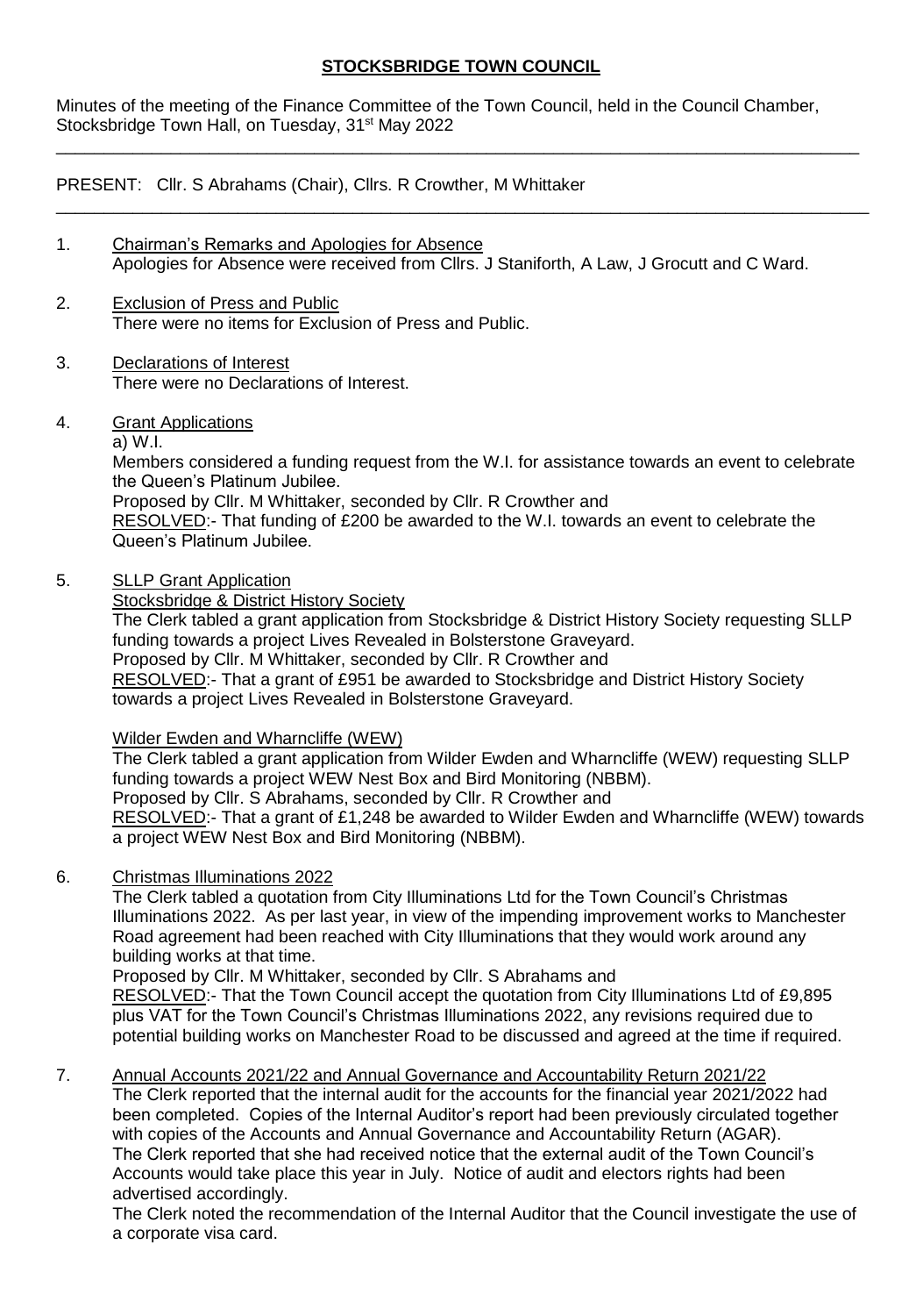# STOCKSBRIDGE TOWN COUNCIL

Minutes of the meeting of the Finance Committee of the Town Council, held in the Council Chamber, Stocksbridge Town Hall, on Tuesday, 31st May 2022

---

PRESENT: Cllr. S Abrahams (Chair), Cllrs. R Crowther, M Whittaker

---

1. Chairman's Remarks and Apologies for Absence
   Apologies for Absence were received from Cllrs. J Staniforth, A Law, J Grocutt and C Ward.

2. Exclusion of Press and Public
   There were no items for Exclusion of Press and Public.

3. Declarations of Interest
   There were no Declarations of Interest.

4. Grant Applications
   a) W.I.
   Members considered a funding request from the W.I. for assistance towards an event to celebrate the Queen's Platinum Jubilee.
   Proposed by Cllr. M Whittaker, seconded by Cllr. R Crowther and
   RESOLVED:- That funding of £200 be awarded to the W.I. towards an event to celebrate the Queen's Platinum Jubilee.

5. SLLP Grant Application
   Stocksbridge & District History Society
   The Clerk tabled a grant application from Stocksbridge & District History Society requesting SLLP funding towards a project Lives Revealed in Bolsterstone Graveyard.
   Proposed by Cllr. M Whittaker, seconded by Cllr. R Crowther and
   RESOLVED:- That a grant of £951 be awarded to Stocksbridge and District History Society towards a project Lives Revealed in Bolsterstone Graveyard.

   Wilder Ewden and Wharncliffe (WEW)
   The Clerk tabled a grant application from Wilder Ewden and Wharncliffe (WEW) requesting SLLP funding towards a project WEW Nest Box and Bird Monitoring (NBBM).
   Proposed by Cllr. S Abrahams, seconded by Cllr. R Crowther and
   RESOLVED:- That a grant of £1,248 be awarded to Wilder Ewden and Wharncliffe (WEW) towards a project WEW Nest Box and Bird Monitoring (NBBM).

6. Christmas Illuminations 2022
   The Clerk tabled a quotation from City Illuminations Ltd for the Town Council's Christmas Illuminations 2022. As per last year, in view of the impending improvement works to Manchester Road agreement had been reached with City Illuminations that they would work around any building works at that time.
   Proposed by Cllr. M Whittaker, seconded by Cllr. S Abrahams and
   RESOLVED:- That the Town Council accept the quotation from City Illuminations Ltd of £9,895 plus VAT for the Town Council's Christmas Illuminations 2022, any revisions required due to potential building works on Manchester Road to be discussed and agreed at the time if required.

7. Annual Accounts 2021/22 and Annual Governance and Accountability Return 2021/22
   The Clerk reported that the internal audit for the accounts for the financial year 2021/2022 had been completed. Copies of the Internal Auditor's report had been previously circulated together with copies of the Accounts and Annual Governance and Accountability Return (AGAR).
   The Clerk reported that she had received notice that the external audit of the Town Council's Accounts would take place this year in July. Notice of audit and electors rights had been advertised accordingly.
   The Clerk noted the recommendation of the Internal Auditor that the Council investigate the use of a corporate visa card.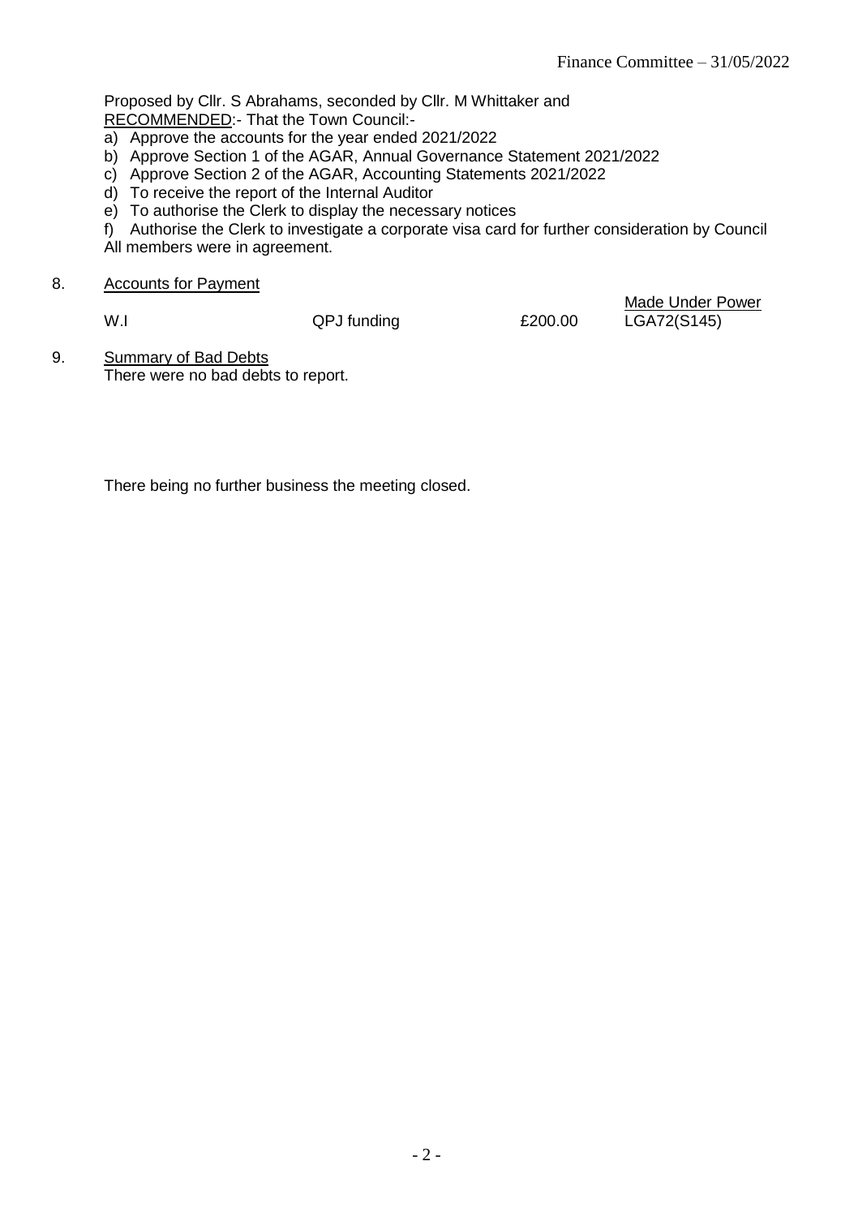Proposed by Cllr. S Abrahams, seconded by Cllr. M Whittaker and
RECOMMENDED:- That the Town Council:-

a) Approve the accounts for the year ended 2021/2022
b) Approve Section 1 of the AGAR, Annual Governance Statement 2021/2022
c) Approve Section 2 of the AGAR, Accounting Statements 2021/2022
d) To receive the report of the Internal Auditor
e) To authorise the Clerk to display the necessary notices
f) Authorise the Clerk to investigate a corporate visa card for further consideration by Council

All members were in agreement.

8. Accounts for Payment

| | | | Made Under Power |
|---|---|---|---|
| W.I | QPJ funding | £200.00 | LGA72(S145) |

9. Summary of Bad Debts

There were no bad debts to report.

There being no further business the meeting closed.